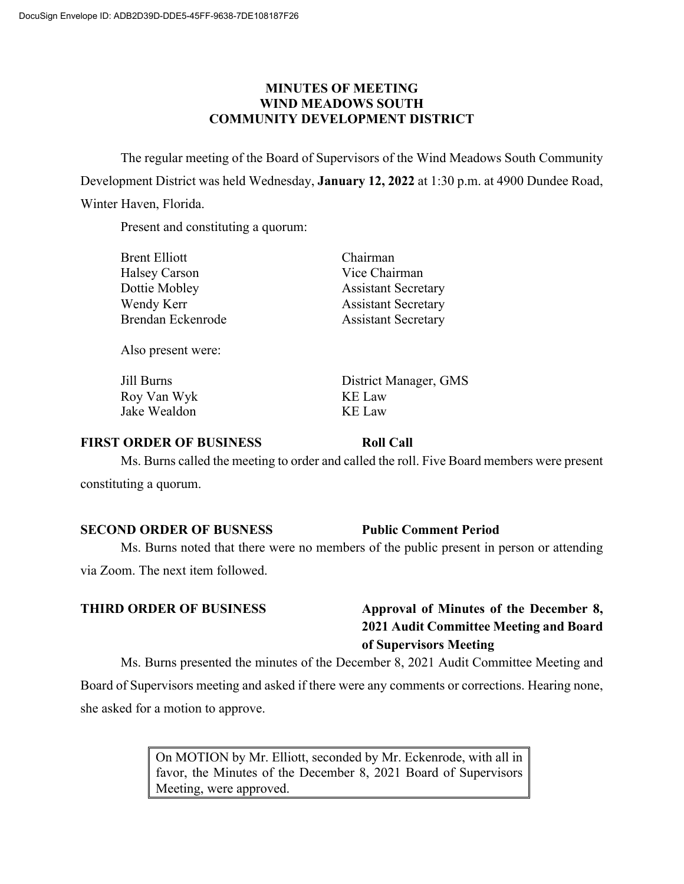DocuSign Envelope ID: ADB2D39D-DDE5-45FF-9638-7DE108187F26

# MINUTES OF MEETING
# WIND MEADOWS SOUTH
# COMMUNITY DEVELOPMENT DISTRICT

The regular meeting of the Board of Supervisors of the Wind Meadows South Community Development District was held Wednesday, **January 12, 2022** at 1:30 p.m. at 4900 Dundee Road, Winter Haven, Florida.

Present and constituting a quorum:

| | |
|---|---|
| Brent Elliott | Chairman |
| Halsey Carson | Vice Chairman |
| Dottie Mobley | Assistant Secretary |
| Wendy Kerr | Assistant Secretary |
| Brendan Eckenrode | Assistant Secretary |

Also present were:

| | |
|---|---|
| Jill Burns | District Manager, GMS |
| Roy Van Wyk | KE Law |
| Jake Wealdon | KE Law |

**FIRST ORDER OF BUSINESS** **Roll Call**

Ms. Burns called the meeting to order and called the roll. Five Board members were present constituting a quorum.

**SECOND ORDER OF BUSNESS** **Public Comment Period**

Ms. Burns noted that there were no members of the public present in person or attending via Zoom. The next item followed.

**THIRD ORDER OF BUSINESS** **Approval of Minutes of the December 8, 2021 Audit Committee Meeting and Board of Supervisors Meeting**

Ms. Burns presented the minutes of the December 8, 2021 Audit Committee Meeting and Board of Supervisors meeting and asked if there were any comments or corrections. Hearing none, she asked for a motion to approve.

> On MOTION by Mr. Elliott, seconded by Mr. Eckenrode, with all in favor, the Minutes of the December 8, 2021 Board of Supervisors Meeting, were approved.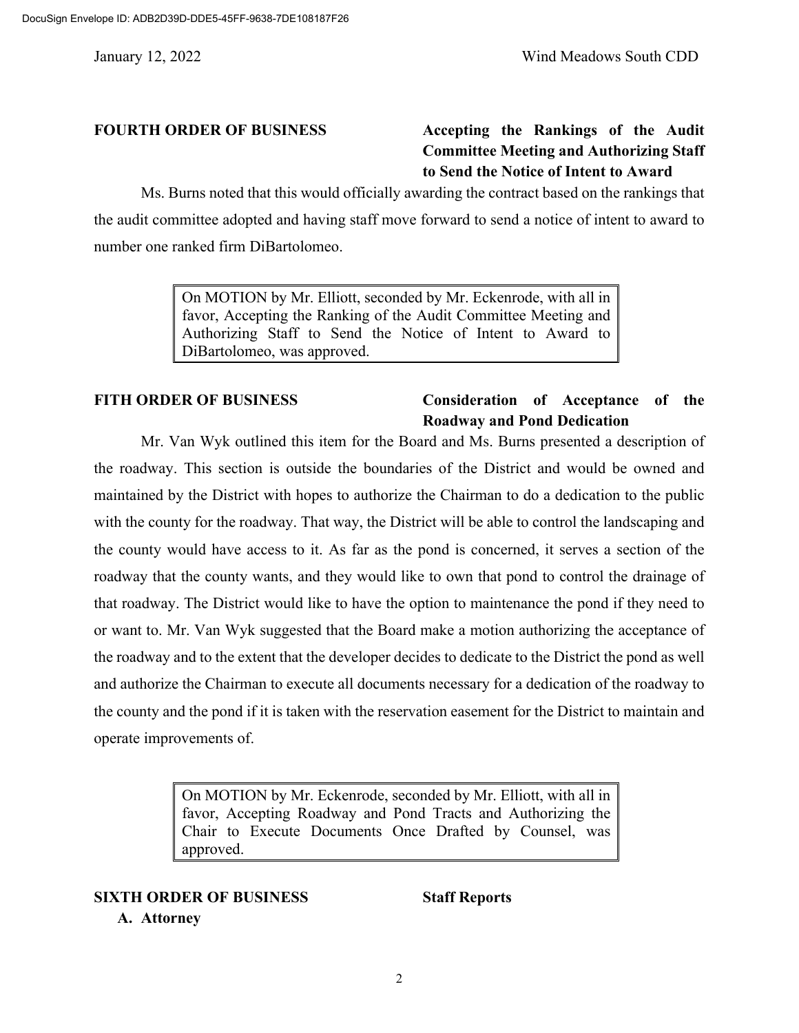**FOURTH ORDER OF BUSINESS** **Accepting the Rankings of the Audit Committee Meeting and Authorizing Staff to Send the Notice of Intent to Award**

Ms. Burns noted that this would officially awarding the contract based on the rankings that the audit committee adopted and having staff move forward to send a notice of intent to award to number one ranked firm DiBartolomeo.

> On MOTION by Mr. Elliott, seconded by Mr. Eckenrode, with all in favor, Accepting the Ranking of the Audit Committee Meeting and Authorizing Staff to Send the Notice of Intent to Award to DiBartolomeo, was approved.

**FITH ORDER OF BUSINESS** **Consideration of Acceptance of the Roadway and Pond Dedication**

Mr. Van Wyk outlined this item for the Board and Ms. Burns presented a description of the roadway. This section is outside the boundaries of the District and would be owned and maintained by the District with hopes to authorize the Chairman to do a dedication to the public with the county for the roadway. That way, the District will be able to control the landscaping and the county would have access to it. As far as the pond is concerned, it serves a section of the roadway that the county wants, and they would like to own that pond to control the drainage of that roadway. The District would like to have the option to maintenance the pond if they need to or want to. Mr. Van Wyk suggested that the Board make a motion authorizing the acceptance of the roadway and to the extent that the developer decides to dedicate to the District the pond as well and authorize the Chairman to execute all documents necessary for a dedication of the roadway to the county and the pond if it is taken with the reservation easement for the District to maintain and operate improvements of.

> On MOTION by Mr. Eckenrode, seconded by Mr. Elliott, with all in favor, Accepting Roadway and Pond Tracts and Authorizing the Chair to Execute Documents Once Drafted by Counsel, was approved.

**SIXTH ORDER OF BUSINESS** **Staff Reports**

**A. Attorney**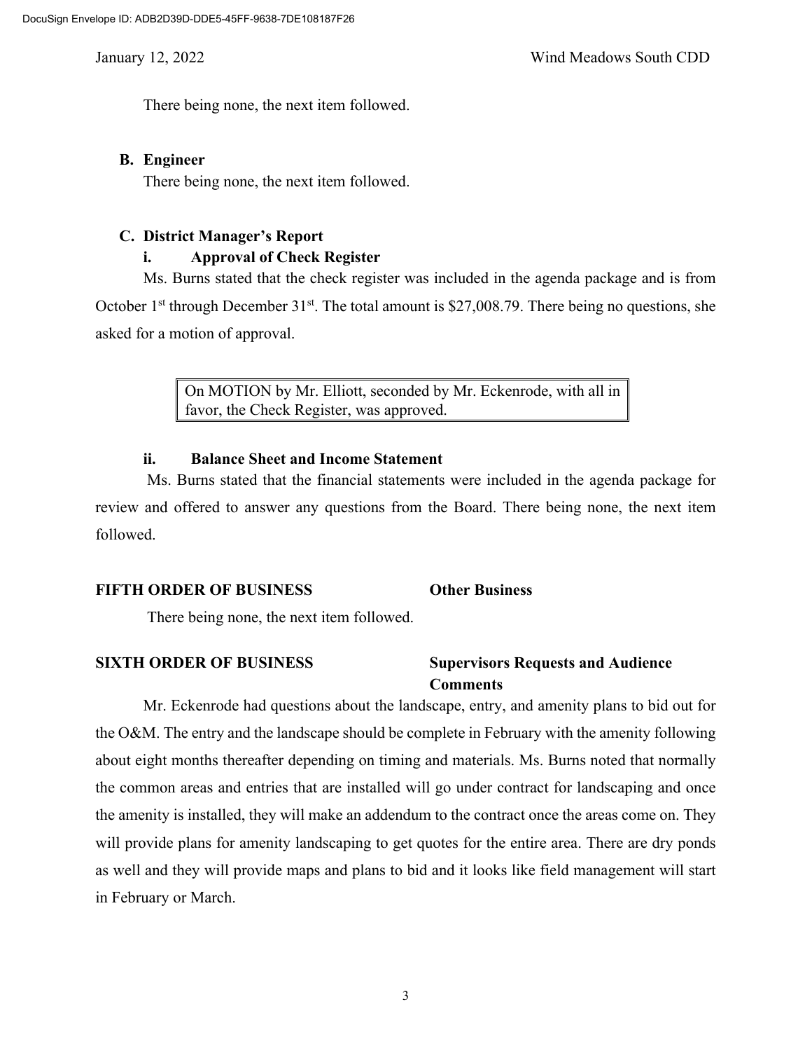There being none, the next item followed.

**B. Engineer**

There being none, the next item followed.

**C. District Manager's Report**

**i. Approval of Check Register**

Ms. Burns stated that the check register was included in the agenda package and is from October 1st through December 31st. The total amount is $27,008.79. There being no questions, she asked for a motion of approval.

> On MOTION by Mr. Elliott, seconded by Mr. Eckenrode, with all in favor, the Check Register, was approved.

**ii. Balance Sheet and Income Statement**

Ms. Burns stated that the financial statements were included in the agenda package for review and offered to answer any questions from the Board. There being none, the next item followed.

**FIFTH ORDER OF BUSINESS** **Other Business**

There being none, the next item followed.

**SIXTH ORDER OF BUSINESS** **Supervisors Requests and Audience Comments**

Mr. Eckenrode had questions about the landscape, entry, and amenity plans to bid out for the O&M. The entry and the landscape should be complete in February with the amenity following about eight months thereafter depending on timing and materials. Ms. Burns noted that normally the common areas and entries that are installed will go under contract for landscaping and once the amenity is installed, they will make an addendum to the contract once the areas come on. They will provide plans for amenity landscaping to get quotes for the entire area. There are dry ponds as well and they will provide maps and plans to bid and it looks like field management will start in February or March.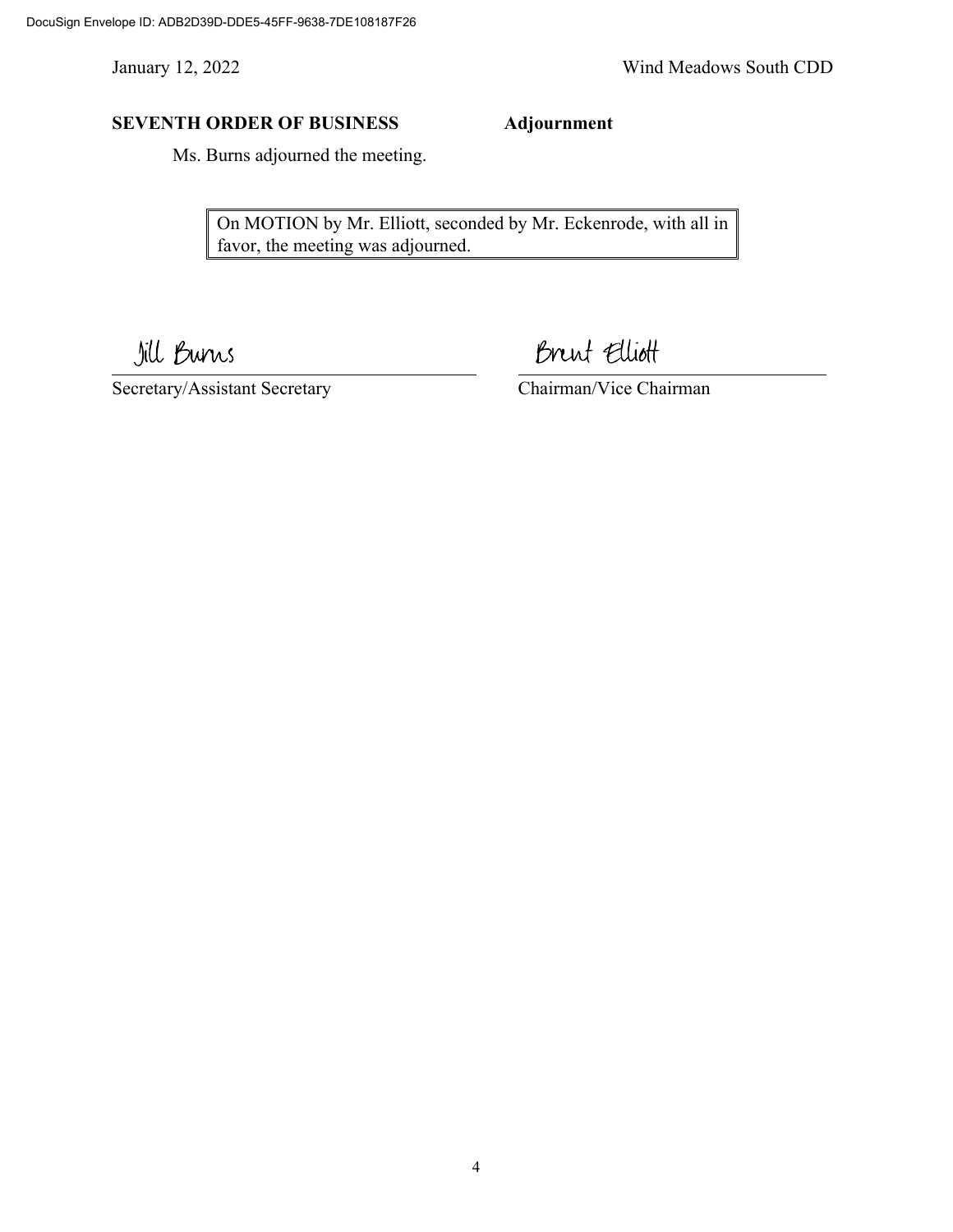**SEVENTH ORDER OF BUSINESS** **Adjournment**

Ms. Burns adjourned the meeting.

> On MOTION by Mr. Elliott, seconded by Mr. Eckenrode, with all in favor, the meeting was adjourned.

Jill Burns
_______________________________
Secretary/Assistant Secretary

Brent Elliott
_______________________________
Chairman/Vice Chairman